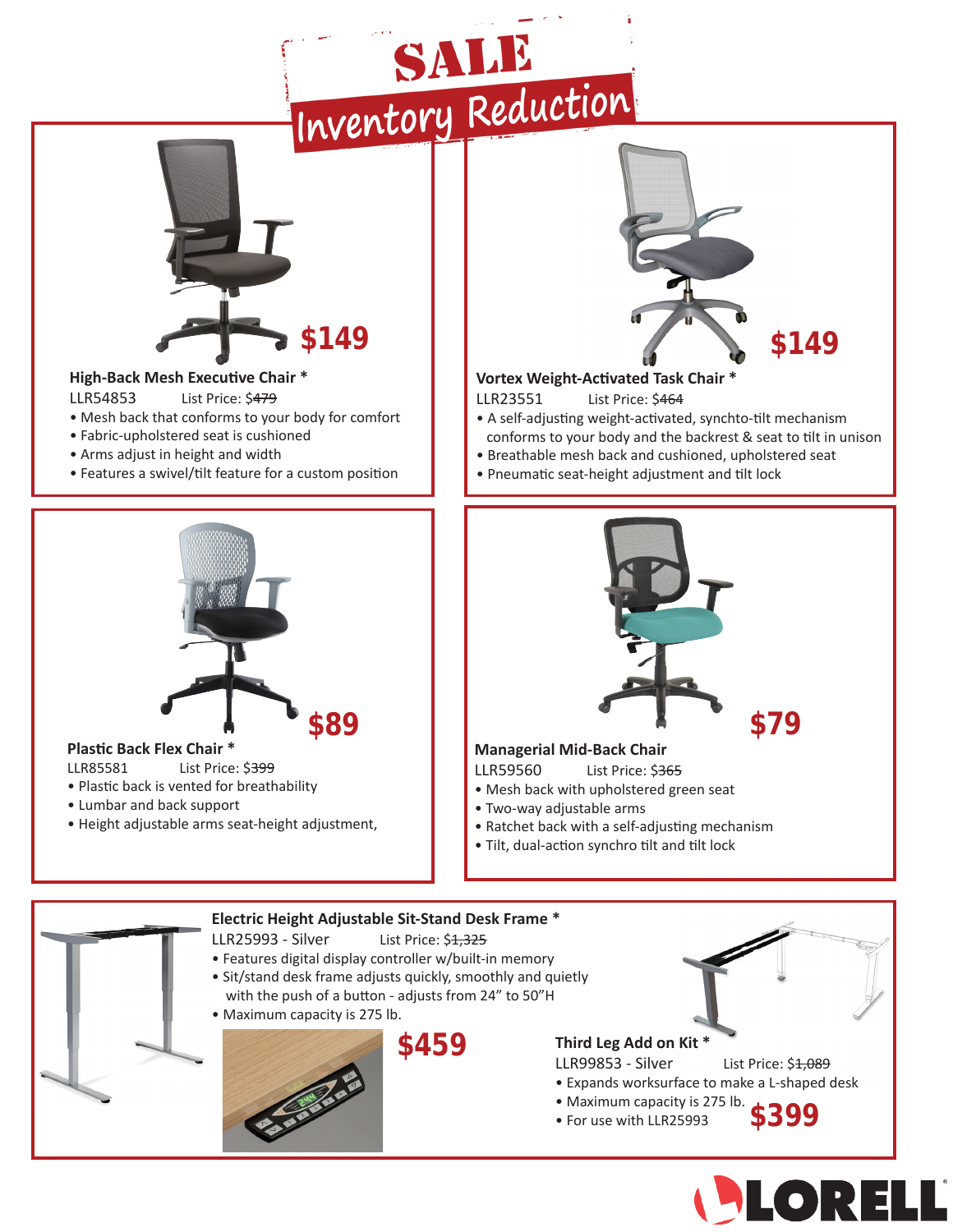# SALE

## Inventory Reduction

### High-Back Mesh Executive Chair *

**$149**

LLR54853 List Price: ~~$479~~

- Mesh back that conforms to your body for comfort
- Fabric-upholstered seat is cushioned
- Arms adjust in height and width
- Features a swivel/tilt feature for a custom position

### Vortex Weight-Activated Task Chair *

**$149**

LLR23551 List Price: ~~$464~~

- A self-adjusting weight-activated, synchto-tilt mechanism conforms to your body and the backrest & seat to tilt in unison
- Breathable mesh back and cushioned, upholstered seat
- Pneumatic seat-height adjustment and tilt lock

### Plastic Back Flex Chair *

**$89**

LLR85581 List Price: ~~$399~~

- Plastic back is vented for breathability
- Lumbar and back support
- Height adjustable arms seat-height adjustment,

### Managerial Mid-Back Chair

**$79**

LLR59560 List Price: ~~$365~~

- Mesh back with upholstered green seat
- Two-way adjustable arms
- Ratchet back with a self-adjusting mechanism
- Tilt, dual-action synchro tilt and tilt lock

### Electric Height Adjustable Sit-Stand Desk Frame *

LLR25993 - Silver List Price: ~~$1,325~~

- Features digital display controller w/built-in memory
- Sit/stand desk frame adjusts quickly, smoothly and quietly with the push of a button - adjusts from 24" to 50"H
- Maximum capacity is 275 lb.

**$459**

### Third Leg Add on Kit *

LLR99853 - Silver List Price: ~~$1,089~~

- Expands worksurface to make a L-shaped desk
- Maximum capacity is 275 lb.
- For use with LLR25993

**$399**

LORELL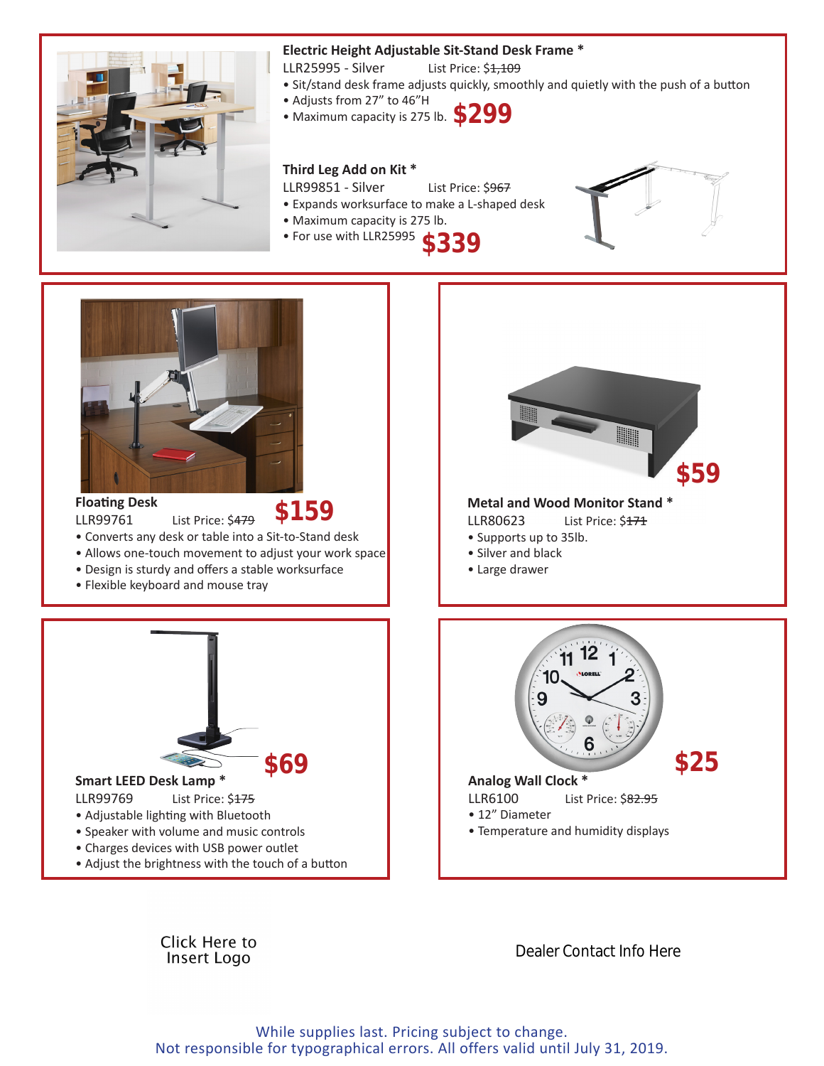**Electric Height Adjustable Sit-Stand Desk Frame \***

LLR25995 - Silver List Price: ~~$1,109~~

- Sit/stand desk frame adjusts quickly, smoothly and quietly with the push of a button
- Adjusts from 27" to 46"H
- Maximum capacity is 275 lb.

**$299**

**Third Leg Add on Kit \***

LLR99851 - Silver List Price: ~~$967~~

- Expands worksurface to make a L-shaped desk
- Maximum capacity is 275 lb.
- For use with LLR25995

**$339**

**Floating Desk**

LLR99761 List Price: ~~$479~~

**$159**

- Converts any desk or table into a Sit-to-Stand desk
- Allows one-touch movement to adjust your work space
- Design is sturdy and offers a stable worksurface
- Flexible keyboard and mouse tray

**$59**

**Metal and Wood Monitor Stand \***

LLR80623 List Price: ~~$171~~

- Supports up to 35lb.
- Silver and black
- Large drawer

**$69**

**Smart LEED Desk Lamp \***

LLR99769 List Price: ~~$175~~

- Adjustable lighting with Bluetooth
- Speaker with volume and music controls
- Charges devices with USB power outlet
- Adjust the brightness with the touch of a button

**$25**

**Analog Wall Clock \***

LLR6100 List Price: ~~$82.95~~

- 12" Diameter
- Temperature and humidity displays

Click Here to Insert Logo

Dealer Contact Info Here

While supplies last. Pricing subject to change.
Not responsible for typographical errors. All offers valid until July 31, 2019.